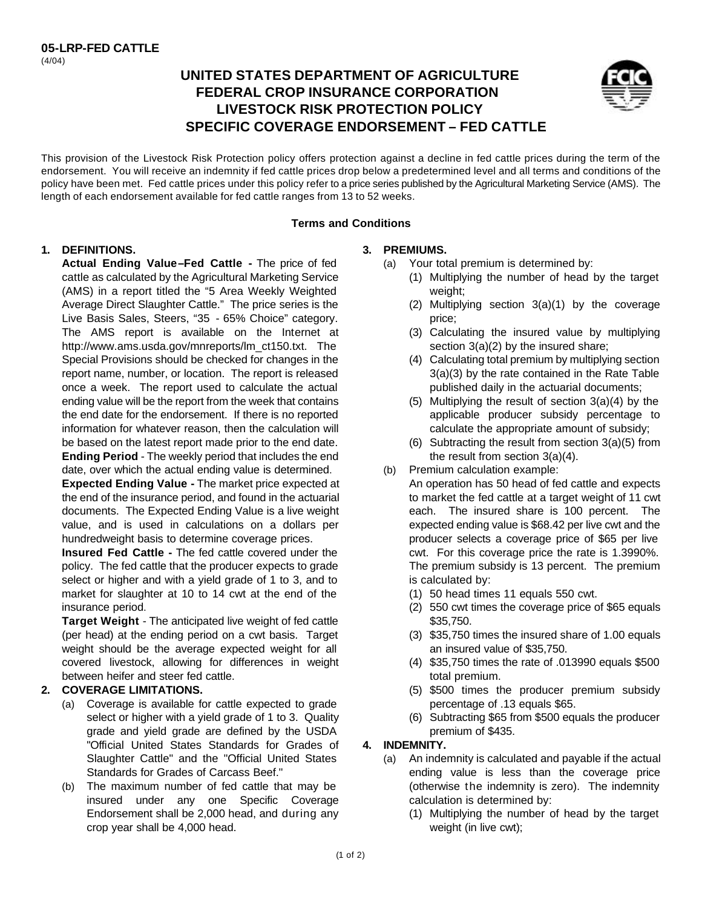**05-LRP-FED CATTLE**
(4/04)

# UNITED STATES DEPARTMENT OF AGRICULTURE
# FEDERAL CROP INSURANCE CORPORATION
# LIVESTOCK RISK PROTECTION POLICY
# SPECIFIC COVERAGE ENDORSEMENT – FED CATTLE

This provision of the Livestock Risk Protection policy offers protection against a decline in fed cattle prices during the term of the endorsement. You will receive an indemnity if fed cattle prices drop below a predetermined level and all terms and conditions of the policy have been met. Fed cattle prices under this policy refer to a price series published by the Agricultural Marketing Service (AMS). The length of each endorsement available for fed cattle ranges from 13 to 52 weeks.

## Terms and Conditions

**1. DEFINITIONS.**

**Actual Ending Value–Fed Cattle -** The price of fed cattle as calculated by the Agricultural Marketing Service (AMS) in a report titled the "5 Area Weekly Weighted Average Direct Slaughter Cattle." The price series is the Live Basis Sales, Steers, "35 - 65% Choice" category. The AMS report is available on the Internet at http://www.ams.usda.gov/mnreports/lm_ct150.txt. The Special Provisions should be checked for changes in the report name, number, or location. The report is released once a week. The report used to calculate the actual ending value will be the report from the week that contains the end date for the endorsement. If there is no reported information for whatever reason, then the calculation will be based on the latest report made prior to the end date.

**Ending Period** - The weekly period that includes the end date, over which the actual ending value is determined.

**Expected Ending Value -** The market price expected at the end of the insurance period, and found in the actuarial documents. The Expected Ending Value is a live weight value, and is used in calculations on a dollars per hundredweight basis to determine coverage prices.

**Insured Fed Cattle -** The fed cattle covered under the policy. The fed cattle that the producer expects to grade select or higher and with a yield grade of 1 to 3, and to market for slaughter at 10 to 14 cwt at the end of the insurance period.

**Target Weight** - The anticipated live weight of fed cattle (per head) at the ending period on a cwt basis. Target weight should be the average expected weight for all covered livestock, allowing for differences in weight between heifer and steer fed cattle.

**2. COVERAGE LIMITATIONS.**

(a) Coverage is available for cattle expected to grade select or higher with a yield grade of 1 to 3. Quality grade and yield grade are defined by the USDA "Official United States Standards for Grades of Slaughter Cattle" and the "Official United States Standards for Grades of Carcass Beef."

(b) The maximum number of fed cattle that may be insured under any one Specific Coverage Endorsement shall be 2,000 head, and during any crop year shall be 4,000 head.

**3. PREMIUMS.**

(a) Your total premium is determined by:
   (1) Multiplying the number of head by the target weight;
   (2) Multiplying section 3(a)(1) by the coverage price;
   (3) Calculating the insured value by multiplying section 3(a)(2) by the insured share;
   (4) Calculating total premium by multiplying section 3(a)(3) by the rate contained in the Rate Table published daily in the actuarial documents;
   (5) Multiplying the result of section 3(a)(4) by the applicable producer subsidy percentage to calculate the appropriate amount of subsidy;
   (6) Subtracting the result from section 3(a)(5) from the result from section 3(a)(4).

(b) Premium calculation example:
An operation has 50 head of fed cattle and expects to market the fed cattle at a target weight of 11 cwt each. The insured share is 100 percent. The expected ending value is $68.42 per live cwt and the producer selects a coverage price of $65 per live cwt. For this coverage price the rate is 1.3990%. The premium subsidy is 13 percent. The premium is calculated by:
   (1) 50 head times 11 equals 550 cwt.
   (2) 550 cwt times the coverage price of $65 equals $35,750.
   (3) $35,750 times the insured share of 1.00 equals an insured value of $35,750.
   (4) $35,750 times the rate of .013990 equals $500 total premium.
   (5) $500 times the producer premium subsidy percentage of .13 equals $65.
   (6) Subtracting $65 from $500 equals the producer premium of $435.

**4. INDEMNITY.**

(a) An indemnity is calculated and payable if the actual ending value is less than the coverage price (otherwise the indemnity is zero). The indemnity calculation is determined by:
   (1) Multiplying the number of head by the target weight (in live cwt);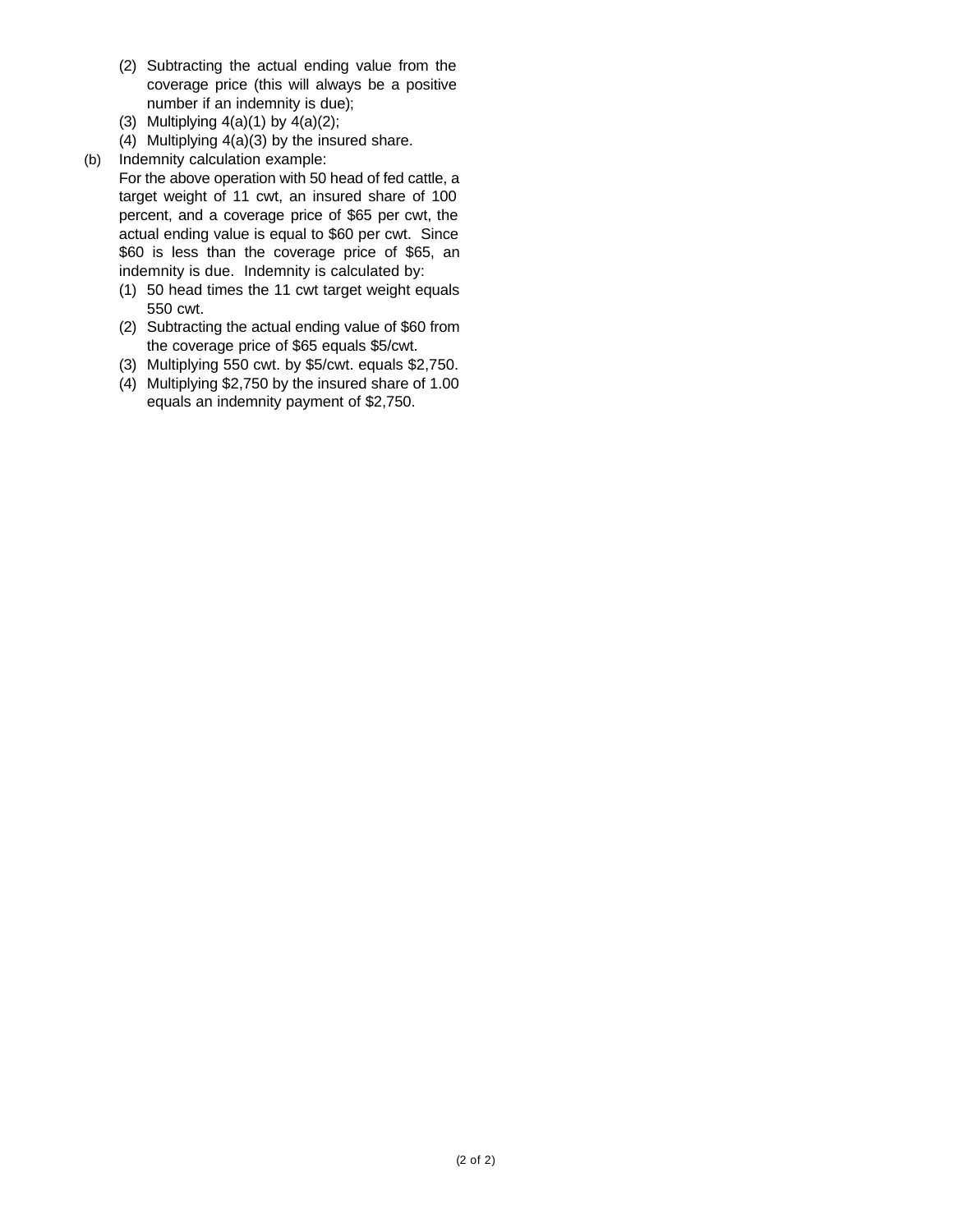(2) Subtracting the actual ending value from the coverage price (this will always be a positive number if an indemnity is due);

(3) Multiplying 4(a)(1) by 4(a)(2);

(4) Multiplying 4(a)(3) by the insured share.

(b) Indemnity calculation example:

For the above operation with 50 head of fed cattle, a target weight of 11 cwt, an insured share of 100 percent, and a coverage price of $65 per cwt, the actual ending value is equal to $60 per cwt. Since $60 is less than the coverage price of $65, an indemnity is due. Indemnity is calculated by:

(1) 50 head times the 11 cwt target weight equals 550 cwt.

(2) Subtracting the actual ending value of $60 from the coverage price of $65 equals $5/cwt.

(3) Multiplying 550 cwt. by $5/cwt. equals $2,750.

(4) Multiplying $2,750 by the insured share of 1.00 equals an indemnity payment of $2,750.